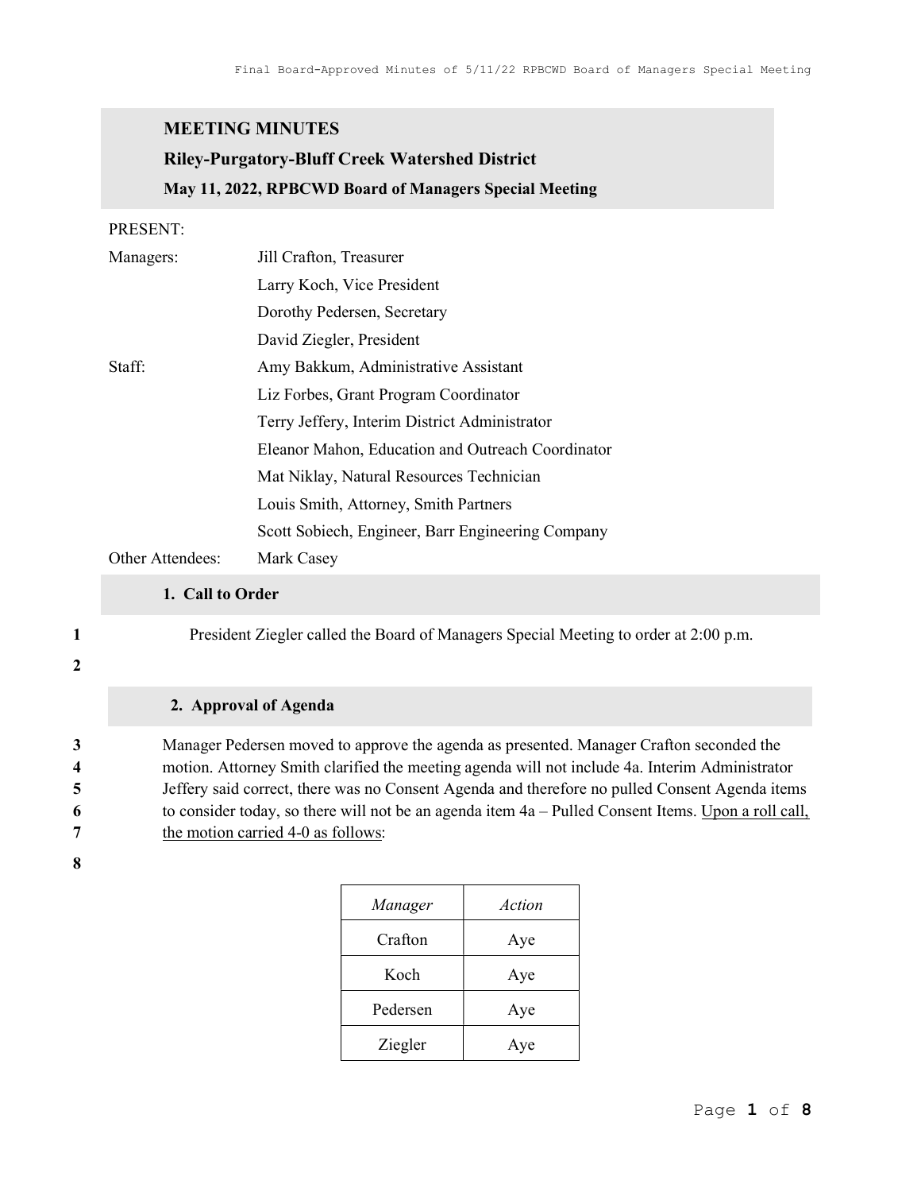# MEETING MINUTES

## Riley-Purgatory-Bluff Creek Watershed District

### May 11, 2022, RPBCWD Board of Managers Special Meeting

PRESENT:

| | |
|---|---|
| Managers: | Jill Crafton, Treasurer |
| | Larry Koch, Vice President |
| | Dorothy Pedersen, Secretary |
| | David Ziegler, President |
| Staff: | Amy Bakkum, Administrative Assistant |
| | Liz Forbes, Grant Program Coordinator |
| | Terry Jeffery, Interim District Administrator |
| | Eleanor Mahon, Education and Outreach Coordinator |
| | Mat Niklay, Natural Resources Technician |
| | Louis Smith, Attorney, Smith Partners |
| | Scott Sobiech, Engineer, Barr Engineering Company |
| Other Attendees: | Mark Casey |

### 1. Call to Order

1 President Ziegler called the Board of Managers Special Meeting to order at 2:00 p.m.

2

### 2. Approval of Agenda

3 Manager Pedersen moved to approve the agenda as presented. Manager Crafton seconded the
4 motion. Attorney Smith clarified the meeting agenda will not include 4a. Interim Administrator
5 Jeffery said correct, there was no Consent Agenda and therefore no pulled Consent Agenda items
6 to consider today, so there will not be an agenda item 4a – Pulled Consent Items. <u>Upon a roll call,</u>
7 <u>the motion carried 4-0 as follows</u>:

8

| *Manager* | *Action* |
|---|---|
| Crafton | Aye |
| Koch | Aye |
| Pedersen | Aye |
| Ziegler | Aye |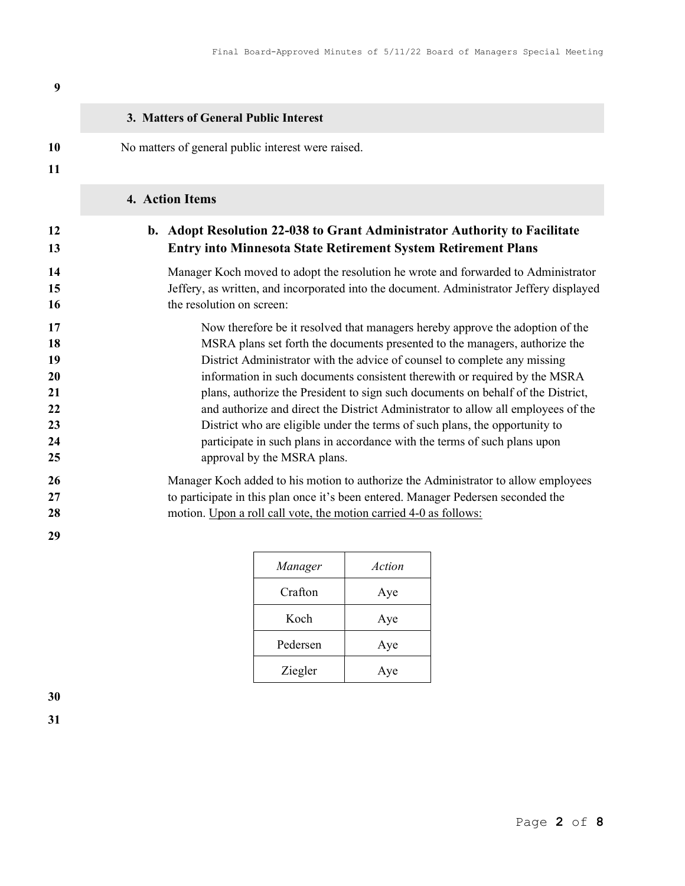## 3. Matters of General Public Interest

No matters of general public interest were raised.

## 4. Action Items

### b. Adopt Resolution 22-038 to Grant Administrator Authority to Facilitate Entry into Minnesota State Retirement System Retirement Plans

Manager Koch moved to adopt the resolution he wrote and forwarded to Administrator Jeffery, as written, and incorporated into the document. Administrator Jeffery displayed the resolution on screen:

> Now therefore be it resolved that managers hereby approve the adoption of the MSRA plans set forth the documents presented to the managers, authorize the District Administrator with the advice of counsel to complete any missing information in such documents consistent therewith or required by the MSRA plans, authorize the President to sign such documents on behalf of the District, and authorize and direct the District Administrator to allow all employees of the District who are eligible under the terms of such plans, the opportunity to participate in such plans in accordance with the terms of such plans upon approval by the MSRA plans.

Manager Koch added to his motion to authorize the Administrator to allow employees to participate in this plan once it's been entered. Manager Pedersen seconded the motion. Upon a roll call vote, the motion carried 4-0 as follows:

| *Manager* | *Action* |
|---|---|
| Crafton | Aye |
| Koch | Aye |
| Pedersen | Aye |
| Ziegler | Aye |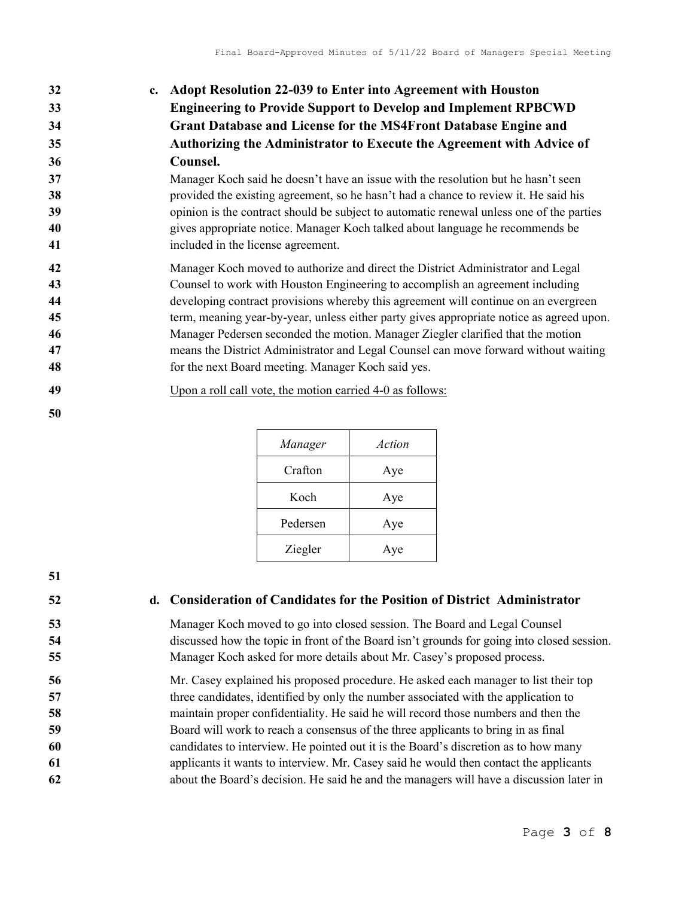**c. Adopt Resolution 22-039 to Enter into Agreement with Houston Engineering to Provide Support to Develop and Implement RPBCWD Grant Database and License for the MS4Front Database Engine and Authorizing the Administrator to Execute the Agreement with Advice of Counsel.**

Manager Koch said he doesn't have an issue with the resolution but he hasn't seen provided the existing agreement, so he hasn't had a chance to review it. He said his opinion is the contract should be subject to automatic renewal unless one of the parties gives appropriate notice. Manager Koch talked about language he recommends be included in the license agreement.

Manager Koch moved to authorize and direct the District Administrator and Legal Counsel to work with Houston Engineering to accomplish an agreement including developing contract provisions whereby this agreement will continue on an evergreen term, meaning year-by-year, unless either party gives appropriate notice as agreed upon. Manager Pedersen seconded the motion. Manager Ziegler clarified that the motion means the District Administrator and Legal Counsel can move forward without waiting for the next Board meeting. Manager Koch said yes.

Upon a roll call vote, the motion carried 4-0 as follows:

| *Manager* | *Action* |
| --- | --- |
| Crafton | Aye |
| Koch | Aye |
| Pedersen | Aye |
| Ziegler | Aye |

**d. Consideration of Candidates for the Position of District Administrator**

Manager Koch moved to go into closed session. The Board and Legal Counsel discussed how the topic in front of the Board isn't grounds for going into closed session. Manager Koch asked for more details about Mr. Casey's proposed process.

Mr. Casey explained his proposed procedure. He asked each manager to list their top three candidates, identified by only the number associated with the application to maintain proper confidentiality. He said he will record those numbers and then the Board will work to reach a consensus of the three applicants to bring in as final candidates to interview. He pointed out it is the Board's discretion as to how many applicants it wants to interview. Mr. Casey said he would then contact the applicants about the Board's decision. He said he and the managers will have a discussion later in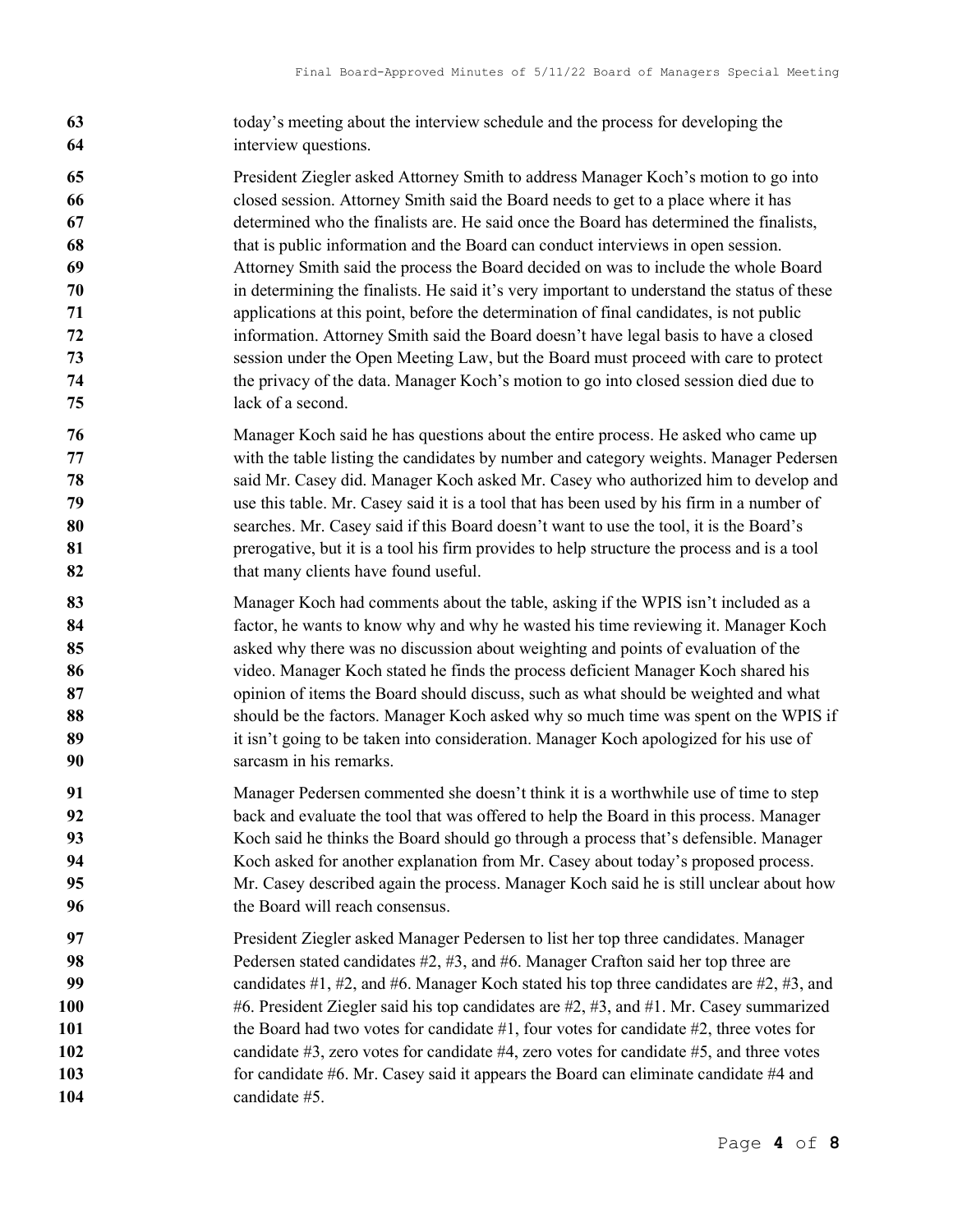today's meeting about the interview schedule and the process for developing the interview questions.

President Ziegler asked Attorney Smith to address Manager Koch's motion to go into closed session. Attorney Smith said the Board needs to get to a place where it has determined who the finalists are. He said once the Board has determined the finalists, that is public information and the Board can conduct interviews in open session. Attorney Smith said the process the Board decided on was to include the whole Board in determining the finalists. He said it's very important to understand the status of these applications at this point, before the determination of final candidates, is not public information. Attorney Smith said the Board doesn't have legal basis to have a closed session under the Open Meeting Law, but the Board must proceed with care to protect the privacy of the data. Manager Koch's motion to go into closed session died due to lack of a second.

Manager Koch said he has questions about the entire process. He asked who came up with the table listing the candidates by number and category weights. Manager Pedersen said Mr. Casey did. Manager Koch asked Mr. Casey who authorized him to develop and use this table. Mr. Casey said it is a tool that has been used by his firm in a number of searches. Mr. Casey said if this Board doesn't want to use the tool, it is the Board's prerogative, but it is a tool his firm provides to help structure the process and is a tool that many clients have found useful.

Manager Koch had comments about the table, asking if the WPIS isn't included as a factor, he wants to know why and why he wasted his time reviewing it. Manager Koch asked why there was no discussion about weighting and points of evaluation of the video. Manager Koch stated he finds the process deficient Manager Koch shared his opinion of items the Board should discuss, such as what should be weighted and what should be the factors. Manager Koch asked why so much time was spent on the WPIS if it isn't going to be taken into consideration. Manager Koch apologized for his use of sarcasm in his remarks.

Manager Pedersen commented she doesn't think it is a worthwhile use of time to step back and evaluate the tool that was offered to help the Board in this process. Manager Koch said he thinks the Board should go through a process that's defensible. Manager Koch asked for another explanation from Mr. Casey about today's proposed process. Mr. Casey described again the process. Manager Koch said he is still unclear about how the Board will reach consensus.

President Ziegler asked Manager Pedersen to list her top three candidates. Manager Pedersen stated candidates #2, #3, and #6. Manager Crafton said her top three are candidates #1, #2, and #6. Manager Koch stated his top three candidates are #2, #3, and #6. President Ziegler said his top candidates are #2, #3, and #1. Mr. Casey summarized the Board had two votes for candidate #1, four votes for candidate #2, three votes for candidate #3, zero votes for candidate #4, zero votes for candidate #5, and three votes for candidate #6. Mr. Casey said it appears the Board can eliminate candidate #4 and candidate #5.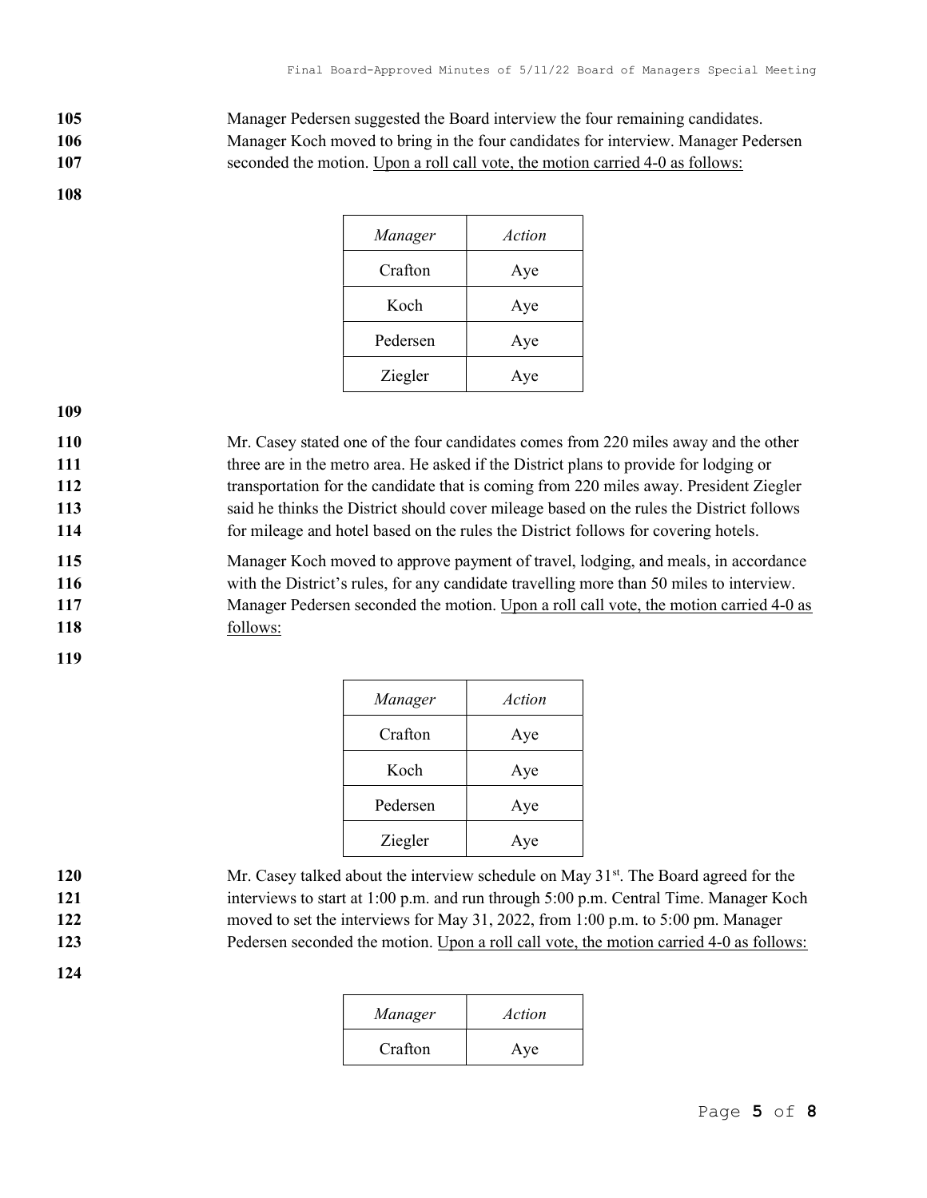105 Manager Pedersen suggested the Board interview the four remaining candidates.
106 Manager Koch moved to bring in the four candidates for interview. Manager Pedersen
107 seconded the motion. <u>Upon a roll call vote, the motion carried 4-0 as follows:</u>

108

| *Manager* | *Action* |
|---|---|
| Crafton | Aye |
| Koch | Aye |
| Pedersen | Aye |
| Ziegler | Aye |

109

110 Mr. Casey stated one of the four candidates comes from 220 miles away and the other
111 three are in the metro area. He asked if the District plans to provide for lodging or
112 transportation for the candidate that is coming from 220 miles away. President Ziegler
113 said he thinks the District should cover mileage based on the rules the District follows
114 for mileage and hotel based on the rules the District follows for covering hotels.

115 Manager Koch moved to approve payment of travel, lodging, and meals, in accordance
116 with the District's rules, for any candidate travelling more than 50 miles to interview.
117 Manager Pedersen seconded the motion. <u>Upon a roll call vote, the motion carried 4-0 as</u>
118 <u>follows:</u>

119

| *Manager* | *Action* |
|---|---|
| Crafton | Aye |
| Koch | Aye |
| Pedersen | Aye |
| Ziegler | Aye |

120 Mr. Casey talked about the interview schedule on May 31st. The Board agreed for the
121 interviews to start at 1:00 p.m. and run through 5:00 p.m. Central Time. Manager Koch
122 moved to set the interviews for May 31, 2022, from 1:00 p.m. to 5:00 pm. Manager
123 Pedersen seconded the motion. <u>Upon a roll call vote, the motion carried 4-0 as follows:</u>

124

| *Manager* | *Action* |
|---|---|
| Crafton | Aye |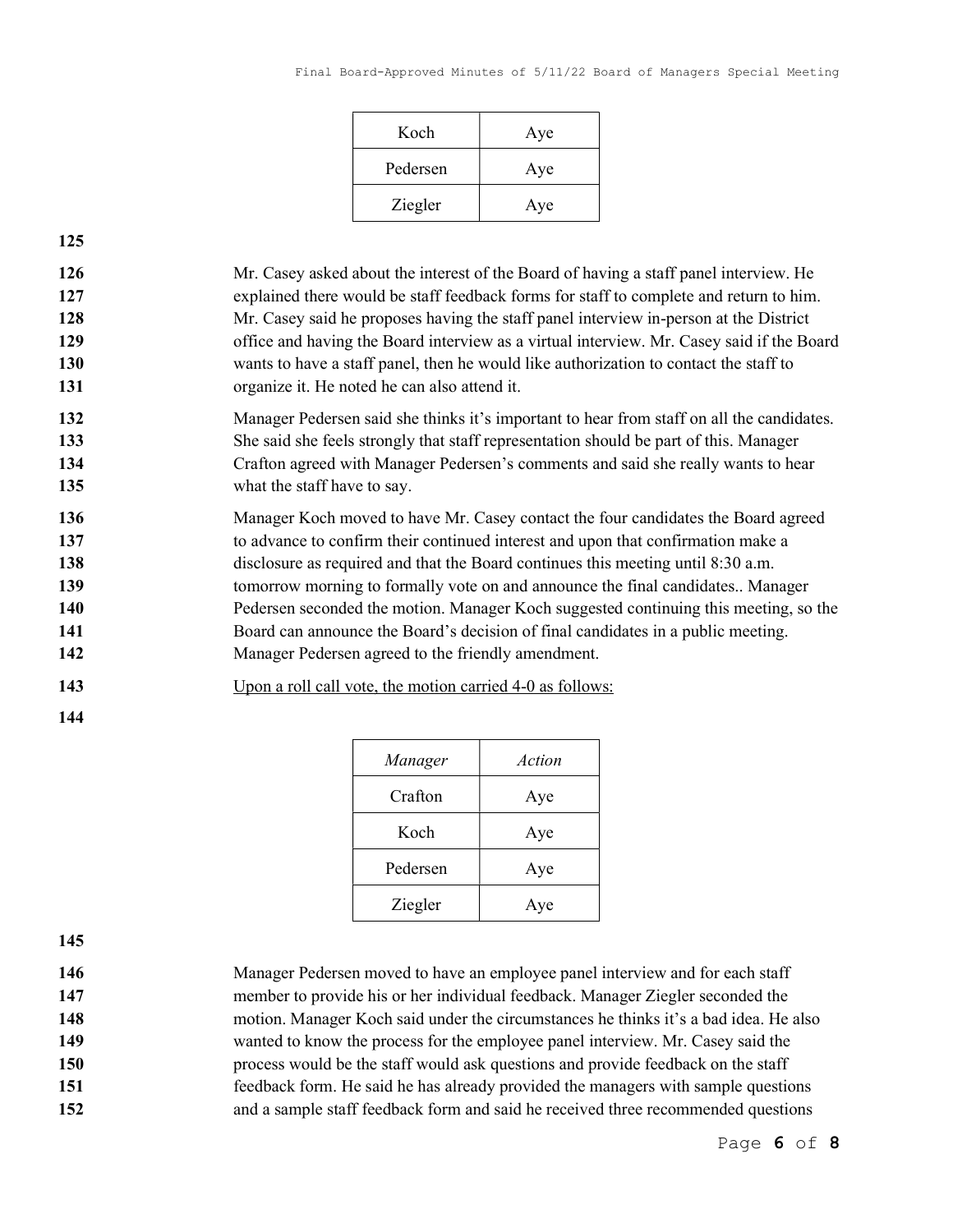| Koch | Aye |
|---|---|
| Pedersen | Aye |
| Ziegler | Aye |

Mr. Casey asked about the interest of the Board of having a staff panel interview. He explained there would be staff feedback forms for staff to complete and return to him. Mr. Casey said he proposes having the staff panel interview in-person at the District office and having the Board interview as a virtual interview. Mr. Casey said if the Board wants to have a staff panel, then he would like authorization to contact the staff to organize it. He noted he can also attend it.

Manager Pedersen said she thinks it's important to hear from staff on all the candidates. She said she feels strongly that staff representation should be part of this. Manager Crafton agreed with Manager Pedersen's comments and said she really wants to hear what the staff have to say.

Manager Koch moved to have Mr. Casey contact the four candidates the Board agreed to advance to confirm their continued interest and upon that confirmation make a disclosure as required and that the Board continues this meeting until 8:30 a.m. tomorrow morning to formally vote on and announce the final candidates.. Manager Pedersen seconded the motion. Manager Koch suggested continuing this meeting, so the Board can announce the Board's decision of final candidates in a public meeting. Manager Pedersen agreed to the friendly amendment.

Upon a roll call vote, the motion carried 4-0 as follows:

| *Manager* | *Action* |
|---|---|
| Crafton | Aye |
| Koch | Aye |
| Pedersen | Aye |
| Ziegler | Aye |

Manager Pedersen moved to have an employee panel interview and for each staff member to provide his or her individual feedback. Manager Ziegler seconded the motion. Manager Koch said under the circumstances he thinks it's a bad idea. He also wanted to know the process for the employee panel interview. Mr. Casey said the process would be the staff would ask questions and provide feedback on the staff feedback form. He said he has already provided the managers with sample questions and a sample staff feedback form and said he received three recommended questions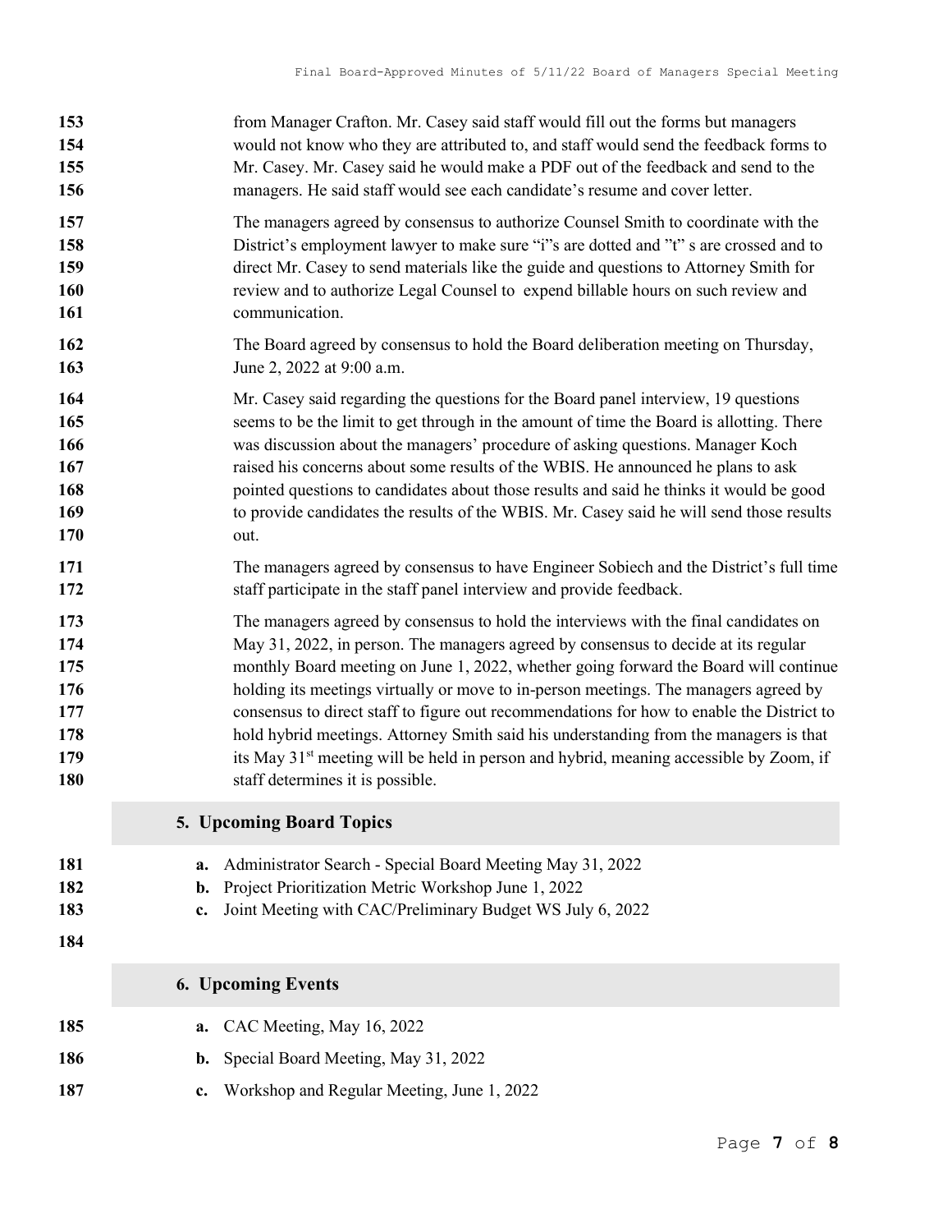from Manager Crafton. Mr. Casey said staff would fill out the forms but managers would not know who they are attributed to, and staff would send the feedback forms to Mr. Casey. Mr. Casey said he would make a PDF out of the feedback and send to the managers. He said staff would see each candidate's resume and cover letter.

The managers agreed by consensus to authorize Counsel Smith to coordinate with the District's employment lawyer to make sure "i"s are dotted and "t" s are crossed and to direct Mr. Casey to send materials like the guide and questions to Attorney Smith for review and to authorize Legal Counsel to expend billable hours on such review and communication.

The Board agreed by consensus to hold the Board deliberation meeting on Thursday, June 2, 2022 at 9:00 a.m.

Mr. Casey said regarding the questions for the Board panel interview, 19 questions seems to be the limit to get through in the amount of time the Board is allotting. There was discussion about the managers' procedure of asking questions. Manager Koch raised his concerns about some results of the WBIS. He announced he plans to ask pointed questions to candidates about those results and said he thinks it would be good to provide candidates the results of the WBIS. Mr. Casey said he will send those results out.

The managers agreed by consensus to have Engineer Sobiech and the District's full time staff participate in the staff panel interview and provide feedback.

The managers agreed by consensus to hold the interviews with the final candidates on May 31, 2022, in person. The managers agreed by consensus to decide at its regular monthly Board meeting on June 1, 2022, whether going forward the Board will continue holding its meetings virtually or move to in-person meetings. The managers agreed by consensus to direct staff to figure out recommendations for how to enable the District to hold hybrid meetings. Attorney Smith said his understanding from the managers is that its May 31st meeting will be held in person and hybrid, meaning accessible by Zoom, if staff determines it is possible.

## 5. Upcoming Board Topics

- **a.** Administrator Search - Special Board Meeting May 31, 2022
- **b.** Project Prioritization Metric Workshop June 1, 2022
- **c.** Joint Meeting with CAC/Preliminary Budget WS July 6, 2022

## 6. Upcoming Events

- **a.** CAC Meeting, May 16, 2022
- **b.** Special Board Meeting, May 31, 2022
- **c.** Workshop and Regular Meeting, June 1, 2022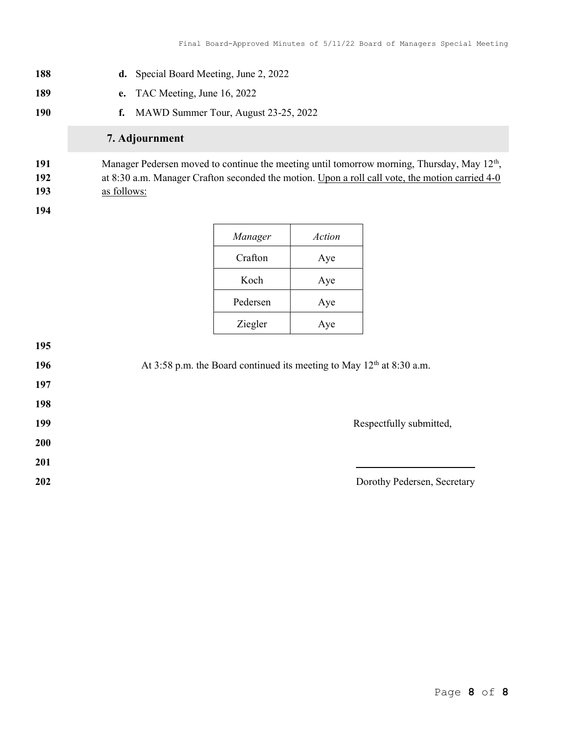d. Special Board Meeting, June 2, 2022

e. TAC Meeting, June 16, 2022

f. MAWD Summer Tour, August 23-25, 2022

## 7. Adjournment

Manager Pedersen moved to continue the meeting until tomorrow morning, Thursday, May 12th, at 8:30 a.m. Manager Crafton seconded the motion. Upon a roll call vote, the motion carried 4-0 as follows:

| *Manager* | *Action* |
|---|---|
| Crafton | Aye |
| Koch | Aye |
| Pedersen | Aye |
| Ziegler | Aye |

At 3:58 p.m. the Board continued its meeting to May 12th at 8:30 a.m.

Respectfully submitted,

Dorothy Pedersen, Secretary